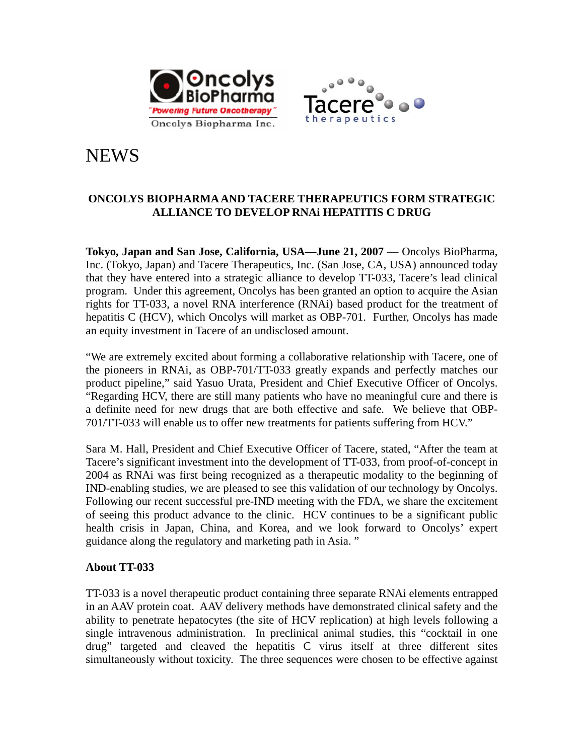Oncolys BioPharma
"Powering Future Oncotherapy"
Oncolys Biopharma Inc.

Tacere therapeutics

# NEWS

**ONCOLYS BIOPHARMA AND TACERE THERAPEUTICS FORM STRATEGIC ALLIANCE TO DEVELOP RNAi HEPATITIS C DRUG**

**Tokyo, Japan and San Jose, California, USA—June 21, 2007** — Oncolys BioPharma, Inc. (Tokyo, Japan) and Tacere Therapeutics, Inc. (San Jose, CA, USA) announced today that they have entered into a strategic alliance to develop TT-033, Tacere's lead clinical program. Under this agreement, Oncolys has been granted an option to acquire the Asian rights for TT-033, a novel RNA interference (RNAi) based product for the treatment of hepatitis C (HCV), which Oncolys will market as OBP-701. Further, Oncolys has made an equity investment in Tacere of an undisclosed amount.

"We are extremely excited about forming a collaborative relationship with Tacere, one of the pioneers in RNAi, as OBP-701/TT-033 greatly expands and perfectly matches our product pipeline," said Yasuo Urata, President and Chief Executive Officer of Oncolys. "Regarding HCV, there are still many patients who have no meaningful cure and there is a definite need for new drugs that are both effective and safe. We believe that OBP-701/TT-033 will enable us to offer new treatments for patients suffering from HCV."

Sara M. Hall, President and Chief Executive Officer of Tacere, stated, "After the team at Tacere's significant investment into the development of TT-033, from proof-of-concept in 2004 as RNAi was first being recognized as a therapeutic modality to the beginning of IND-enabling studies, we are pleased to see this validation of our technology by Oncolys. Following our recent successful pre-IND meeting with the FDA, we share the excitement of seeing this product advance to the clinic. HCV continues to be a significant public health crisis in Japan, China, and Korea, and we look forward to Oncolys' expert guidance along the regulatory and marketing path in Asia. "

**About TT-033**

TT-033 is a novel therapeutic product containing three separate RNAi elements entrapped in an AAV protein coat. AAV delivery methods have demonstrated clinical safety and the ability to penetrate hepatocytes (the site of HCV replication) at high levels following a single intravenous administration. In preclinical animal studies, this "cocktail in one drug" targeted and cleaved the hepatitis C virus itself at three different sites simultaneously without toxicity. The three sequences were chosen to be effective against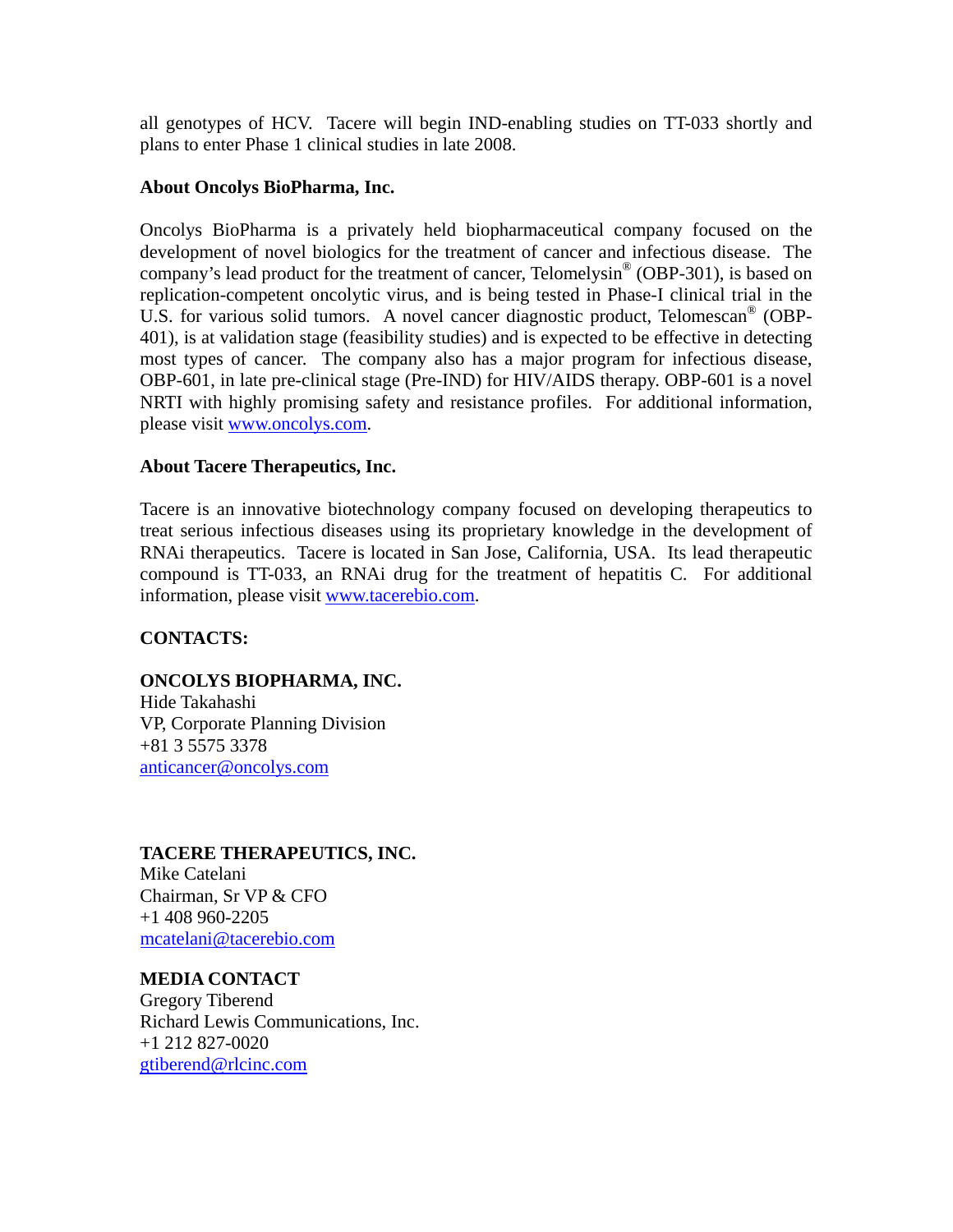all genotypes of HCV. Tacere will begin IND-enabling studies on TT-033 shortly and plans to enter Phase 1 clinical studies in late 2008.

**About Oncolys BioPharma, Inc.**

Oncolys BioPharma is a privately held biopharmaceutical company focused on the development of novel biologics for the treatment of cancer and infectious disease. The company's lead product for the treatment of cancer, Telomelysin® (OBP-301), is based on replication-competent oncolytic virus, and is being tested in Phase-I clinical trial in the U.S. for various solid tumors. A novel cancer diagnostic product, Telomescan® (OBP-401), is at validation stage (feasibility studies) and is expected to be effective in detecting most types of cancer. The company also has a major program for infectious disease, OBP-601, in late pre-clinical stage (Pre-IND) for HIV/AIDS therapy. OBP-601 is a novel NRTI with highly promising safety and resistance profiles. For additional information, please visit www.oncolys.com.

**About Tacere Therapeutics, Inc.**

Tacere is an innovative biotechnology company focused on developing therapeutics to treat serious infectious diseases using its proprietary knowledge in the development of RNAi therapeutics. Tacere is located in San Jose, California, USA. Its lead therapeutic compound is TT-033, an RNAi drug for the treatment of hepatitis C. For additional information, please visit www.tacerebio.com.

**CONTACTS:**

**ONCOLYS BIOPHARMA, INC.**
Hide Takahashi
VP, Corporate Planning Division
+81 3 5575 3378
anticancer@oncolys.com

**TACERE THERAPEUTICS, INC.**
Mike Catelani
Chairman, Sr VP & CFO
+1 408 960-2205
mcatelani@tacerebio.com

**MEDIA CONTACT**
Gregory Tiberend
Richard Lewis Communications, Inc.
+1 212 827-0020
gtiberend@rlcinc.com